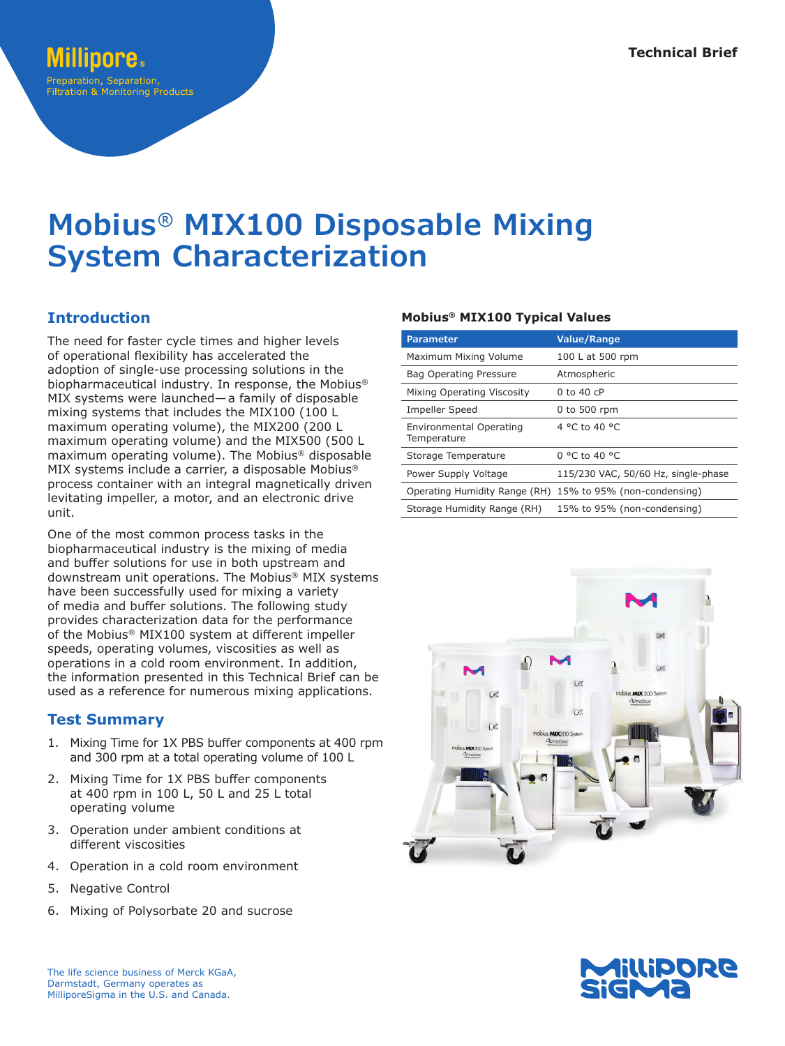Technical Brief

# Mobius® MIX100 Disposable Mixing System Characterization

## Introduction

The need for faster cycle times and higher levels of operational flexibility has accelerated the adoption of single-use processing solutions in the biopharmaceutical industry. In response, the Mobius® MIX systems were launched—a family of disposable mixing systems that includes the MIX100 (100 L maximum operating volume), the MIX200 (200 L maximum operating volume) and the MIX500 (500 L maximum operating volume). The Mobius® disposable MIX systems include a carrier, a disposable Mobius® process container with an integral magnetically driven levitating impeller, a motor, and an electronic drive unit.

One of the most common process tasks in the biopharmaceutical industry is the mixing of media and buffer solutions for use in both upstream and downstream unit operations. The Mobius® MIX systems have been successfully used for mixing a variety of media and buffer solutions. The following study provides characterization data for the performance of the Mobius® MIX100 system at different impeller speeds, operating volumes, viscosities as well as operations in a cold room environment. In addition, the information presented in this Technical Brief can be used as a reference for numerous mixing applications.

## Test Summary

1. Mixing Time for 1X PBS buffer components at 400 rpm and 300 rpm at a total operating volume of 100 L
2. Mixing Time for 1X PBS buffer components at 400 rpm in 100 L, 50 L and 25 L total operating volume
3. Operation under ambient conditions at different viscosities
4. Operation in a cold room environment
5. Negative Control
6. Mixing of Polysorbate 20 and sucrose

**Mobius® MIX100 Typical Values**

| Parameter | Value/Range |
|---|---|
| Maximum Mixing Volume | 100 L at 500 rpm |
| Bag Operating Pressure | Atmospheric |
| Mixing Operating Viscosity | 0 to 40 cP |
| Impeller Speed | 0 to 500 rpm |
| Environmental Operating Temperature | 4 °C to 40 °C |
| Storage Temperature | 0 °C to 40 °C |
| Power Supply Voltage | 115/230 VAC, 50/60 Hz, single-phase |
| Operating Humidity Range (RH) | 15% to 95% (non-condensing) |
| Storage Humidity Range (RH) | 15% to 95% (non-condensing) |

The life science business of Merck KGaA, Darmstadt, Germany operates as MilliporeSigma in the U.S. and Canada.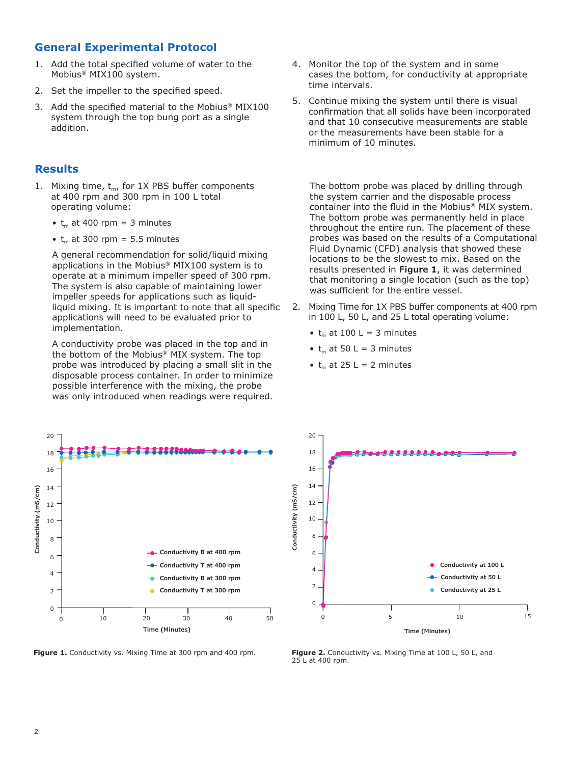## General Experimental Protocol

1. Add the total specified volume of water to the Mobius® MIX100 system.
2. Set the impeller to the specified speed.
3. Add the specified material to the Mobius® MIX100 system through the top bung port as a single addition.
4. Monitor the top of the system and in some cases the bottom, for conductivity at appropriate time intervals.
5. Continue mixing the system until there is visual confirmation that all solids have been incorporated and that 10 consecutive measurements are stable or the measurements have been stable for a minimum of 10 minutes.

## Results

1. Mixing time, $t_m$, for 1X PBS buffer components at 400 rpm and 300 rpm in 100 L total operating volume:

   - $t_m$ at 400 rpm = 3 minutes
   - $t_m$ at 300 rpm = 5.5 minutes

   A general recommendation for solid/liquid mixing applications in the Mobius® MIX100 system is to operate at a minimum impeller speed of 300 rpm. The system is also capable of maintaining lower impeller speeds for applications such as liquid-liquid mixing. It is important to note that all specific applications will need to be evaluated prior to implementation.

   A conductivity probe was placed in the top and in the bottom of the Mobius® MIX system. The top probe was introduced by placing a small slit in the disposable process container. In order to minimize possible interference with the mixing, the probe was only introduced when readings were required.

   The bottom probe was placed by drilling through the system carrier and the disposable process container into the fluid in the Mobius® MIX system. The bottom probe was permanently held in place throughout the entire run. The placement of these probes was based on the results of a Computational Fluid Dynamic (CFD) analysis that showed these locations to be the slowest to mix. Based on the results presented in **Figure 1**, it was determined that monitoring a single location (such as the top) was sufficient for the entire vessel.

2. Mixing Time for 1X PBS buffer components at 400 rpm in 100 L, 50 L, and 25 L total operating volume:

   - $t_m$ at 100 L = 3 minutes
   - $t_m$ at 50 L = 3 minutes
   - $t_m$ at 25 L = 2 minutes

**Figure 1.** Conductivity vs. Mixing Time at 300 rpm and 400 rpm.

**Figure 2.** Conductivity vs. Mixing Time at 100 L, 50 L, and 25 L at 400 rpm.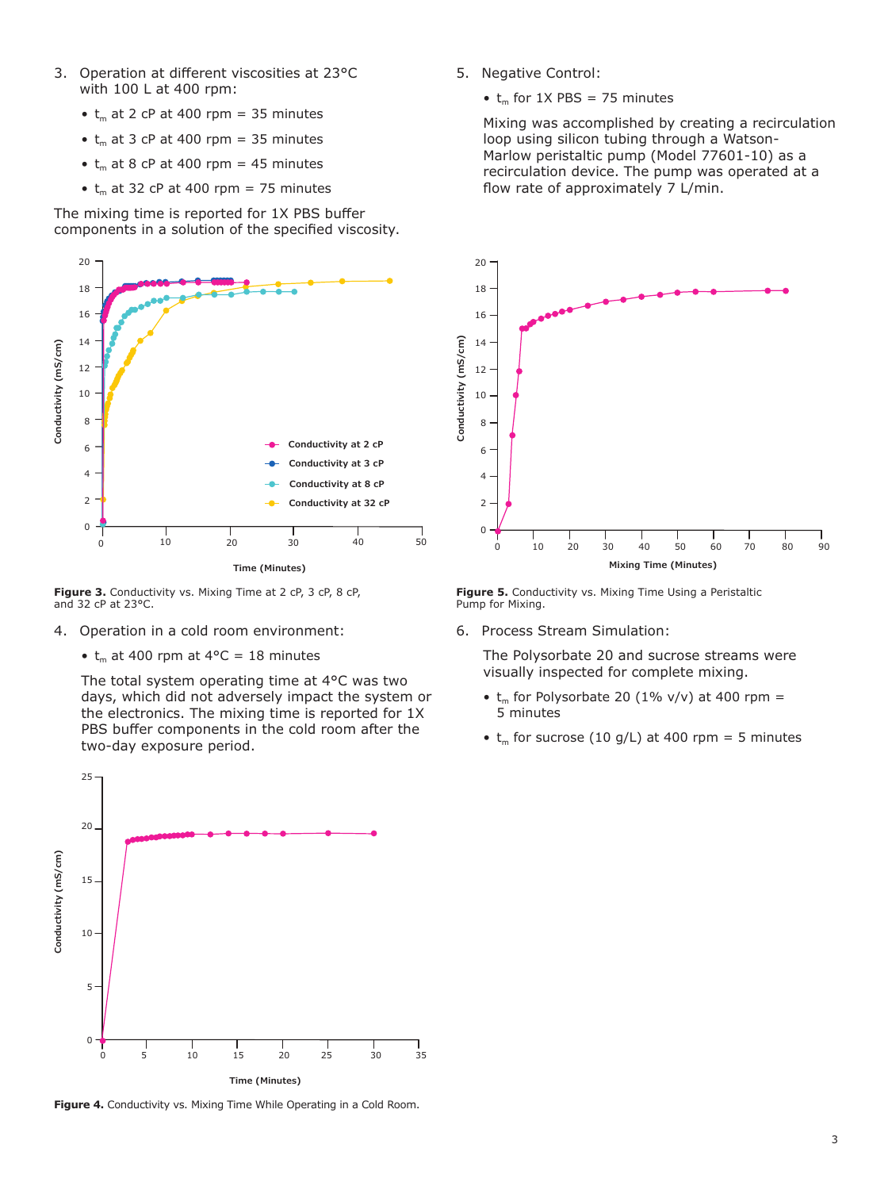3. Operation at different viscosities at 23°C with 100 L at 400 rpm:

    - $t_m$ at 2 cP at 400 rpm = 35 minutes
    - $t_m$ at 3 cP at 400 rpm = 35 minutes
    - $t_m$ at 8 cP at 400 rpm = 45 minutes
    - $t_m$ at 32 cP at 400 rpm = 75 minutes

The mixing time is reported for 1X PBS buffer components in a solution of the specified viscosity.

**Figure 3.** Conductivity vs. Mixing Time at 2 cP, 3 cP, 8 cP, and 32 cP at 23°C.

4. Operation in a cold room environment:

    - $t_m$ at 400 rpm at 4°C = 18 minutes

    The total system operating time at 4°C was two days, which did not adversely impact the system or the electronics. The mixing time is reported for 1X PBS buffer components in the cold room after the two-day exposure period.

**Figure 4.** Conductivity vs. Mixing Time While Operating in a Cold Room.

5. Negative Control:

    - $t_m$ for 1X PBS = 75 minutes

    Mixing was accomplished by creating a recirculation loop using silicon tubing through a Watson-Marlow peristaltic pump (Model 77601-10) as a recirculation device. The pump was operated at a flow rate of approximately 7 L/min.

**Figure 5.** Conductivity vs. Mixing Time Using a Peristaltic Pump for Mixing.

6. Process Stream Simulation:

    The Polysorbate 20 and sucrose streams were visually inspected for complete mixing.

    - $t_m$ for Polysorbate 20 (1% v/v) at 400 rpm = 5 minutes
    - $t_m$ for sucrose (10 g/L) at 400 rpm = 5 minutes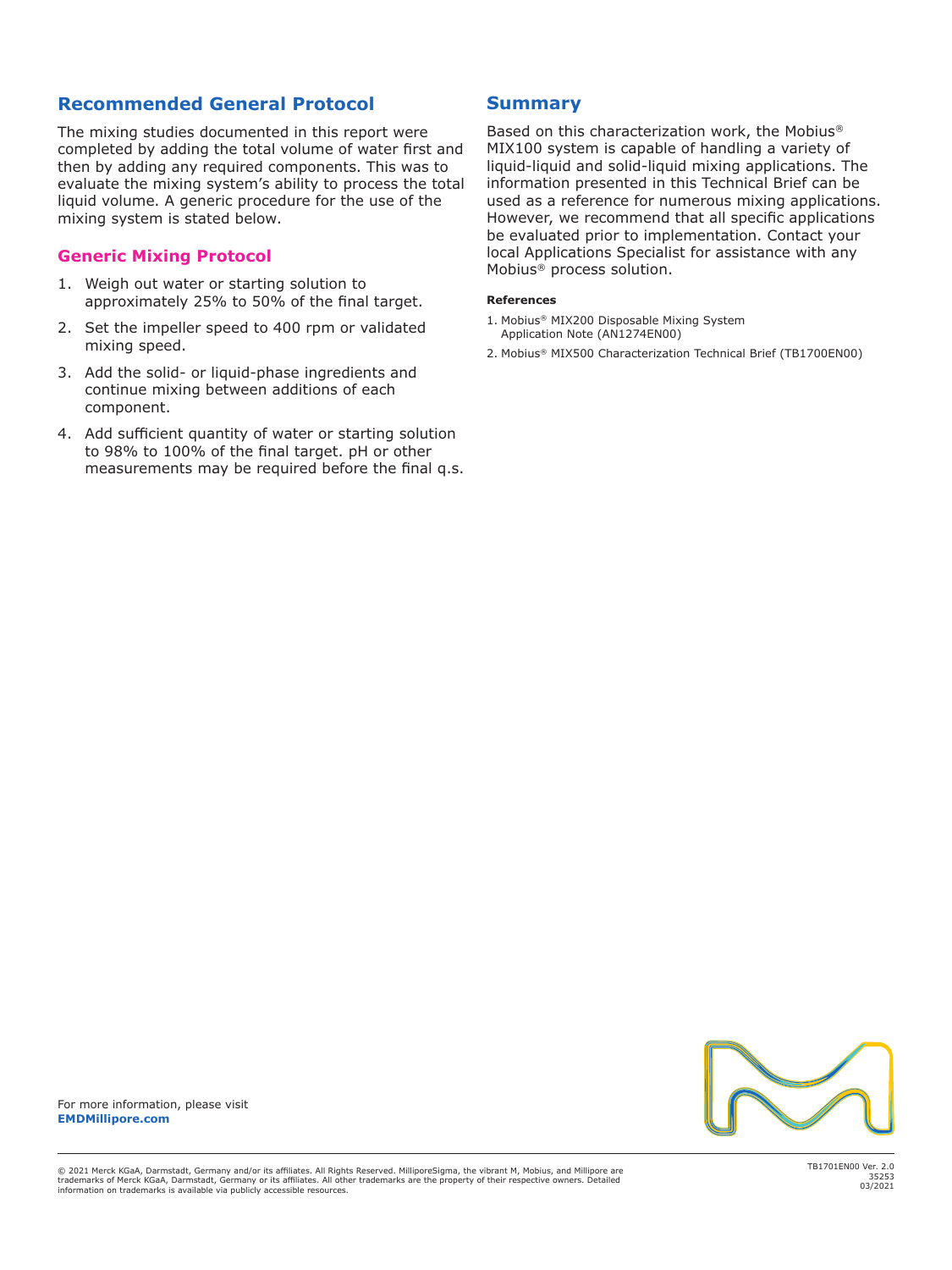## Recommended General Protocol

The mixing studies documented in this report were completed by adding the total volume of water first and then by adding any required components. This was to evaluate the mixing system's ability to process the total liquid volume. A generic procedure for the use of the mixing system is stated below.

### Generic Mixing Protocol

1. Weigh out water or starting solution to approximately 25% to 50% of the final target.
2. Set the impeller speed to 400 rpm or validated mixing speed.
3. Add the solid- or liquid-phase ingredients and continue mixing between additions of each component.
4. Add sufficient quantity of water or starting solution to 98% to 100% of the final target. pH or other measurements may be required before the final q.s.

## Summary

Based on this characterization work, the Mobius® MIX100 system is capable of handling a variety of liquid-liquid and solid-liquid mixing applications. The information presented in this Technical Brief can be used as a reference for numerous mixing applications. However, we recommend that all specific applications be evaluated prior to implementation. Contact your local Applications Specialist for assistance with any Mobius® process solution.

**References**

1. Mobius® MIX200 Disposable Mixing System Application Note (AN1274EN00)
2. Mobius® MIX500 Characterization Technical Brief (TB1700EN00)

For more information, please visit
**EMDMillipore.com**

© 2021 Merck KGaA, Darmstadt, Germany and/or its affiliates. All Rights Reserved. MilliporeSigma, the vibrant M, Mobius, and Millipore are trademarks of Merck KGaA, Darmstadt, Germany or its affiliates. All other trademarks are the property of their respective owners. Detailed information on trademarks is available via publicly accessible resources.

TB1701EN00 Ver. 2.0
35253
03/2021